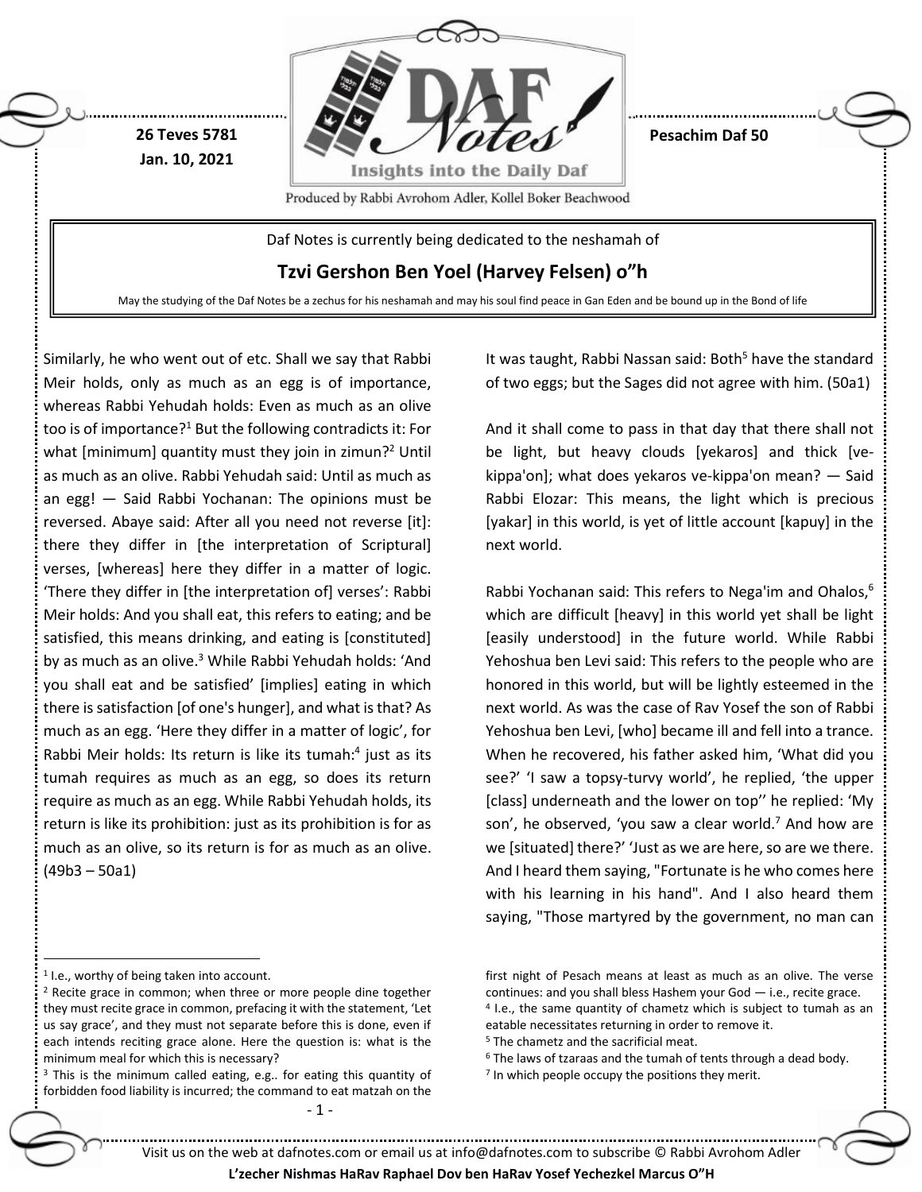26 Teves 5781
Jan. 10, 2021

Pesachim Daf 50

Insights into the Daily Daf

Produced by Rabbi Avrohom Adler, Kollel Boker Beachwood

Daf Notes is currently being dedicated to the neshamah of

**Tzvi Gershon Ben Yoel (Harvey Felsen) o"h**

May the studying of the Daf Notes be a zechus for his neshamah and may his soul find peace in Gan Eden and be bound up in the Bond of life

Similarly, he who went out of etc. Shall we say that Rabbi Meir holds, only as much as an egg is of importance, whereas Rabbi Yehudah holds: Even as much as an olive too is of importance?[1] But the following contradicts it: For what [minimum] quantity must they join in zimun?[2] Until as much as an olive. Rabbi Yehudah said: Until as much as an egg! — Said Rabbi Yochanan: The opinions must be reversed. Abaye said: After all you need not reverse [it]: there they differ in [the interpretation of Scriptural] verses, [whereas] here they differ in a matter of logic. 'There they differ in [the interpretation of] verses': Rabbi Meir holds: And you shall eat, this refers to eating; and be satisfied, this means drinking, and eating is [constituted] by as much as an olive.[3] While Rabbi Yehudah holds: 'And you shall eat and be satisfied' [implies] eating in which there is satisfaction [of one's hunger], and what is that? As much as an egg. 'Here they differ in a matter of logic', for Rabbi Meir holds: Its return is like its tumah:[4] just as its tumah requires as much as an egg, so does its return require as much as an egg. While Rabbi Yehudah holds, its return is like its prohibition: just as its prohibition is for as much as an olive, so its return is for as much as an olive. (49b3 – 50a1)

It was taught, Rabbi Nassan said: Both[5] have the standard of two eggs; but the Sages did not agree with him. (50a1)

And it shall come to pass in that day that there shall not be light, but heavy clouds [yekaros] and thick [ve-kippa'on]; what does yekaros ve-kippa'on mean? — Said Rabbi Elozar: This means, the light which is precious [yakar] in this world, is yet of little account [kapuy] in the next world.

Rabbi Yochanan said: This refers to Nega'im and Ohalos,[6] which are difficult [heavy] in this world yet shall be light [easily understood] in the future world. While Rabbi Yehoshua ben Levi said: This refers to the people who are honored in this world, but will be lightly esteemed in the next world. As was the case of Rav Yosef the son of Rabbi Yehoshua ben Levi, [who] became ill and fell into a trance. When he recovered, his father asked him, 'What did you see?' 'I saw a topsy-turvy world', he replied, 'the upper [class] underneath and the lower on top'' he replied: 'My son', he observed, 'you saw a clear world.[7] And how are we [situated] there?' 'Just as we are here, so are we there. And I heard them saying, "Fortunate is he who comes here with his learning in his hand". And I also heard them saying, "Those martyred by the government, no man can

---

[1] I.e., worthy of being taken into account.

[2] Recite grace in common; when three or more people dine together they must recite grace in common, prefacing it with the statement, 'Let us say grace', and they must not separate before this is done, even if each intends reciting grace alone. Here the question is: what is the minimum meal for which this is necessary?

[3] This is the minimum called eating, e.g.. for eating this quantity of forbidden food liability is incurred; the command to eat matzah on the first night of Pesach means at least as much as an olive. The verse continues: and you shall bless Hashem your God — i.e., recite grace.

[4] I.e., the same quantity of chametz which is subject to tumah as an eatable necessitates returning in order to remove it.

[5] The chametz and the sacrificial meat.

[6] The laws of tzaraas and the tumah of tents through a dead body.

[7] In which people occupy the positions they merit.

Visit us on the web at dafnotes.com or email us at info@dafnotes.com to subscribe © Rabbi Avrohom Adler

**L'zecher Nishmas HaRav Raphael Dov ben HaRav Yosef Yechezkel Marcus O"H**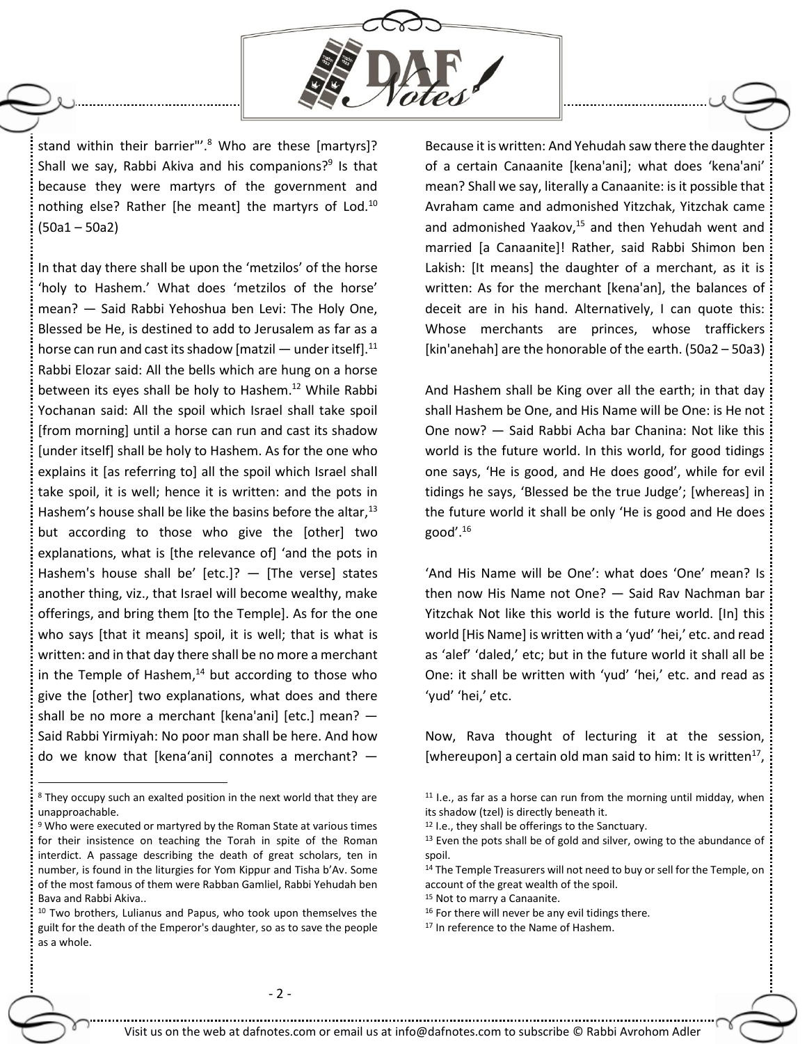stand within their barrier"'.[8] Who are these [martyrs]? Shall we say, Rabbi Akiva and his companions?[9] Is that because they were martyrs of the government and nothing else? Rather [he meant] the martyrs of Lod.[10] (50a1 – 50a2)

In that day there shall be upon the 'metzilos' of the horse 'holy to Hashem.' What does 'metzilos of the horse' mean? — Said Rabbi Yehoshua ben Levi: The Holy One, Blessed be He, is destined to add to Jerusalem as far as a horse can run and cast its shadow [matzil — under itself].[11] Rabbi Elozar said: All the bells which are hung on a horse between its eyes shall be holy to Hashem.[12] While Rabbi Yochanan said: All the spoil which Israel shall take spoil [from morning] until a horse can run and cast its shadow [under itself] shall be holy to Hashem. As for the one who explains it [as referring to] all the spoil which Israel shall take spoil, it is well; hence it is written: and the pots in Hashem's house shall be like the basins before the altar,[13] but according to those who give the [other] two explanations, what is [the relevance of] 'and the pots in Hashem's house shall be' [etc.]? — [The verse] states another thing, viz., that Israel will become wealthy, make offerings, and bring them [to the Temple]. As for the one who says [that it means] spoil, it is well; that is what is written: and in that day there shall be no more a merchant in the Temple of Hashem,[14] but according to those who give the [other] two explanations, what does and there shall be no more a merchant [kena'ani] [etc.] mean? — Said Rabbi Yirmiyah: No poor man shall be here. And how do we know that [kena'ani] connotes a merchant? — Because it is written: And Yehudah saw there the daughter of a certain Canaanite [kena'ani]; what does 'kena'ani' mean? Shall we say, literally a Canaanite: is it possible that Avraham came and admonished Yitzchak, Yitzchak came and admonished Yaakov,[15] and then Yehudah went and married [a Canaanite]! Rather, said Rabbi Shimon ben Lakish: [It means] the daughter of a merchant, as it is written: As for the merchant [kena'an], the balances of deceit are in his hand. Alternatively, I can quote this: Whose merchants are princes, whose traffickers [kin'anehah] are the honorable of the earth. (50a2 – 50a3)

And Hashem shall be King over all the earth; in that day shall Hashem be One, and His Name will be One: is He not One now? — Said Rabbi Acha bar Chanina: Not like this world is the future world. In this world, for good tidings one says, 'He is good, and He does good', while for evil tidings he says, 'Blessed be the true Judge'; [whereas] in the future world it shall be only 'He is good and He does good'.[16]

'And His Name will be One': what does 'One' mean? Is then now His Name not One? — Said Rav Nachman bar Yitzchak Not like this world is the future world. [In] this world [His Name] is written with a 'yud' 'hei,' etc. and read as 'alef' 'daled,' etc; but in the future world it shall all be One: it shall be written with 'yud' 'hei,' etc. and read as 'yud' 'hei,' etc.

Now, Rava thought of lecturing it at the session, [whereupon] a certain old man said to him: It is written[17],

---

[8] They occupy such an exalted position in the next world that they are unapproachable.

[9] Who were executed or martyred by the Roman State at various times for their insistence on teaching the Torah in spite of the Roman interdict. A passage describing the death of great scholars, ten in number, is found in the liturgies for Yom Kippur and Tisha b'Av. Some of the most famous of them were Rabban Gamliel, Rabbi Yehudah ben Bava and Rabbi Akiva..

[10] Two brothers, Lulianus and Papus, who took upon themselves the guilt for the death of the Emperor's daughter, so as to save the people as a whole.

[11] I.e., as far as a horse can run from the morning until midday, when its shadow (tzel) is directly beneath it.

[12] I.e., they shall be offerings to the Sanctuary.

[13] Even the pots shall be of gold and silver, owing to the abundance of spoil.

[14] The Temple Treasurers will not need to buy or sell for the Temple, on account of the great wealth of the spoil.

[15] Not to marry a Canaanite.

[16] For there will never be any evil tidings there.

[17] In reference to the Name of Hashem.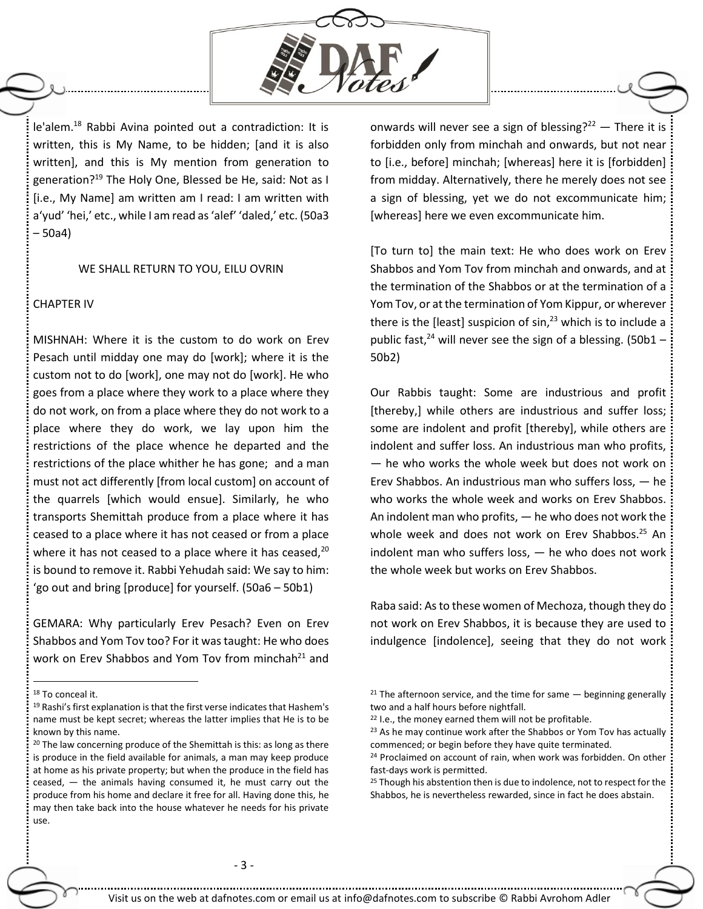le'alem.[18] Rabbi Avina pointed out a contradiction: It is written, this is My Name, to be hidden; [and it is also written], and this is My mention from generation to generation?[19] The Holy One, Blessed be He, said: Not as I [i.e., My Name] am written am I read: I am written with a'yud' 'hei,' etc., while I am read as 'alef' 'daled,' etc. (50a3 – 50a4)

WE SHALL RETURN TO YOU, EILU OVRIN

CHAPTER IV

MISHNAH: Where it is the custom to do work on Erev Pesach until midday one may do [work]; where it is the custom not to do [work], one may not do [work]. He who goes from a place where they work to a place where they do not work, on from a place where they do not work to a place where they do work, we lay upon him the restrictions of the place whence he departed and the restrictions of the place whither he has gone; and a man must not act differently [from local custom] on account of the quarrels [which would ensue]. Similarly, he who transports Shemittah produce from a place where it has ceased to a place where it has not ceased or from a place where it has not ceased to a place where it has ceased,[20] is bound to remove it. Rabbi Yehudah said: We say to him: 'go out and bring [produce] for yourself. (50a6 – 50b1)

GEMARA: Why particularly Erev Pesach? Even on Erev Shabbos and Yom Tov too? For it was taught: He who does work on Erev Shabbos and Yom Tov from minchah[21] and onwards will never see a sign of blessing?[22] — There it is forbidden only from minchah and onwards, but not near to [i.e., before] minchah; [whereas] here it is [forbidden] from midday. Alternatively, there he merely does not see a sign of blessing, yet we do not excommunicate him; [whereas] here we even excommunicate him.

[To turn to] the main text: He who does work on Erev Shabbos and Yom Tov from minchah and onwards, and at the termination of the Shabbos or at the termination of a Yom Tov, or at the termination of Yom Kippur, or wherever there is the [least] suspicion of sin,[23] which is to include a public fast,[24] will never see the sign of a blessing. (50b1 – 50b2)

Our Rabbis taught: Some are industrious and profit [thereby,] while others are industrious and suffer loss; some are indolent and profit [thereby], while others are indolent and suffer loss. An industrious man who profits, — he who works the whole week but does not work on Erev Shabbos. An industrious man who suffers loss, — he who works the whole week and works on Erev Shabbos. An indolent man who profits, — he who does not work the whole week and does not work on Erev Shabbos.[25] An indolent man who suffers loss, — he who does not work the whole week but works on Erev Shabbos.

Raba said: As to these women of Mechoza, though they do not work on Erev Shabbos, it is because they are used to indulgence [indolence], seeing that they do not work

---

[18] To conceal it.

[19] Rashi's first explanation is that the first verse indicates that Hashem's name must be kept secret; whereas the latter implies that He is to be known by this name.

[20] The law concerning produce of the Shemittah is this: as long as there is produce in the field available for animals, a man may keep produce at home as his private property; but when the produce in the field has ceased, — the animals having consumed it, he must carry out the produce from his home and declare it free for all. Having done this, he may then take back into the house whatever he needs for his private use.

[21] The afternoon service, and the time for same — beginning generally two and a half hours before nightfall.

[22] I.e., the money earned them will not be profitable.

[23] As he may continue work after the Shabbos or Yom Tov has actually commenced; or begin before they have quite terminated.

[24] Proclaimed on account of rain, when work was forbidden. On other fast-days work is permitted.

[25] Though his abstention then is due to indolence, not to respect for the Shabbos, he is nevertheless rewarded, since in fact he does abstain.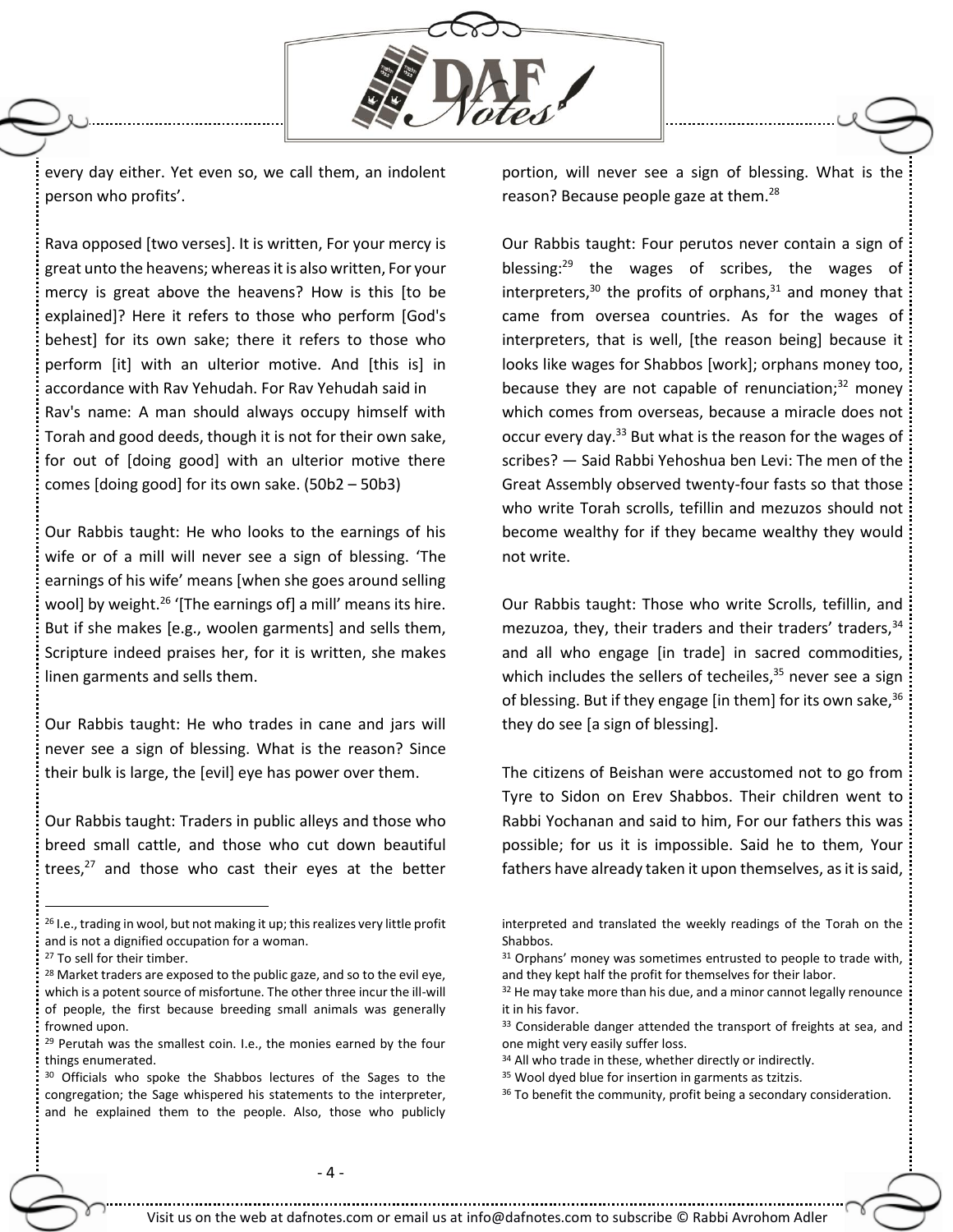every day either. Yet even so, we call them, an indolent person who profits'.

Rava opposed [two verses]. It is written, For your mercy is great unto the heavens; whereas it is also written, For your mercy is great above the heavens? How is this [to be explained]? Here it refers to those who perform [God's behest] for its own sake; there it refers to those who perform [it] with an ulterior motive. And [this is] in accordance with Rav Yehudah. For Rav Yehudah said in Rav's name: A man should always occupy himself with Torah and good deeds, though it is not for their own sake, for out of [doing good] with an ulterior motive there comes [doing good] for its own sake. (50b2 – 50b3)

Our Rabbis taught: He who looks to the earnings of his wife or of a mill will never see a sign of blessing. 'The earnings of his wife' means [when she goes around selling wool] by weight.[26] '[The earnings of] a mill' means its hire. But if she makes [e.g., woolen garments] and sells them, Scripture indeed praises her, for it is written, she makes linen garments and sells them.

Our Rabbis taught: He who trades in cane and jars will never see a sign of blessing. What is the reason? Since their bulk is large, the [evil] eye has power over them.

Our Rabbis taught: Traders in public alleys and those who breed small cattle, and those who cut down beautiful trees,[27] and those who cast their eyes at the better portion, will never see a sign of blessing. What is the reason? Because people gaze at them.[28]

Our Rabbis taught: Four perutos never contain a sign of blessing:[29] the wages of scribes, the wages of interpreters,[30] the profits of orphans,[31] and money that came from oversea countries. As for the wages of interpreters, that is well, [the reason being] because it looks like wages for Shabbos [work]; orphans money too, because they are not capable of renunciation;[32] money which comes from overseas, because a miracle does not occur every day.[33] But what is the reason for the wages of scribes? — Said Rabbi Yehoshua ben Levi: The men of the Great Assembly observed twenty-four fasts so that those who write Torah scrolls, tefillin and mezuzos should not become wealthy for if they became wealthy they would not write.

Our Rabbis taught: Those who write Scrolls, tefillin, and mezuzoa, they, their traders and their traders' traders,[34] and all who engage [in trade] in sacred commodities, which includes the sellers of techeiles,[35] never see a sign of blessing. But if they engage [in them] for its own sake,[36] they do see [a sign of blessing].

The citizens of Beishan were accustomed not to go from Tyre to Sidon on Erev Shabbos. Their children went to Rabbi Yochanan and said to him, For our fathers this was possible; for us it is impossible. Said he to them, Your fathers have already taken it upon themselves, as it is said,

---

[26] I.e., trading in wool, but not making it up; this realizes very little profit and is not a dignified occupation for a woman.

[27] To sell for their timber.

[28] Market traders are exposed to the public gaze, and so to the evil eye, which is a potent source of misfortune. The other three incur the ill-will of people, the first because breeding small animals was generally frowned upon.

[29] Perutah was the smallest coin. I.e., the monies earned by the four things enumerated.

[30] Officials who spoke the Shabbos lectures of the Sages to the congregation; the Sage whispered his statements to the interpreter, and he explained them to the people. Also, those who publicly interpreted and translated the weekly readings of the Torah on the Shabbos.

[31] Orphans' money was sometimes entrusted to people to trade with, and they kept half the profit for themselves for their labor.

[32] He may take more than his due, and a minor cannot legally renounce it in his favor.

[33] Considerable danger attended the transport of freights at sea, and one might very easily suffer loss.

[34] All who trade in these, whether directly or indirectly.

[35] Wool dyed blue for insertion in garments as tzitzis.

[36] To benefit the community, profit being a secondary consideration.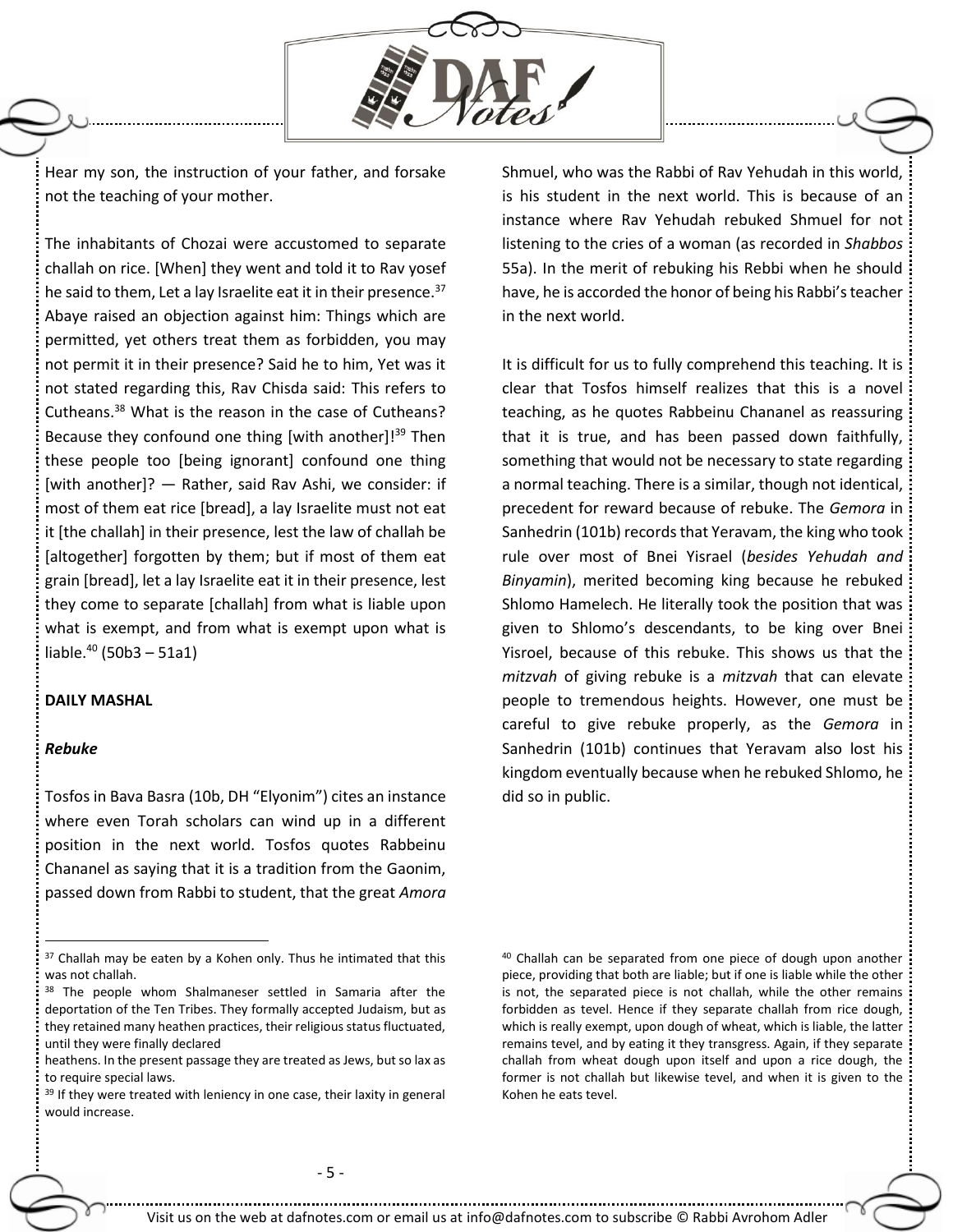Hear my son, the instruction of your father, and forsake not the teaching of your mother.

The inhabitants of Chozai were accustomed to separate challah on rice. [When] they went and told it to Rav yosef he said to them, Let a lay Israelite eat it in their presence.[37] Abaye raised an objection against him: Things which are permitted, yet others treat them as forbidden, you may not permit it in their presence? Said he to him, Yet was it not stated regarding this, Rav Chisda said: This refers to Cutheans.[38] What is the reason in the case of Cutheans? Because they confound one thing [with another]![39] Then these people too [being ignorant] confound one thing [with another]? — Rather, said Rav Ashi, we consider: if most of them eat rice [bread], a lay Israelite must not eat it [the challah] in their presence, lest the law of challah be [altogether] forgotten by them; but if most of them eat grain [bread], let a lay Israelite eat it in their presence, lest they come to separate [challah] from what is liable upon what is exempt, and from what is exempt upon what is liable.[40] (50b3 – 51a1)

**DAILY MASHAL**

***Rebuke***

Tosfos in Bava Basra (10b, DH "Elyonim") cites an instance where even Torah scholars can wind up in a different position in the next world. Tosfos quotes Rabbeinu Chananel as saying that it is a tradition from the Gaonim, passed down from Rabbi to student, that the great *Amora* Shmuel, who was the Rabbi of Rav Yehudah in this world, is his student in the next world. This is because of an instance where Rav Yehudah rebuked Shmuel for not listening to the cries of a woman (as recorded in *Shabbos* 55a). In the merit of rebuking his Rebbi when he should have, he is accorded the honor of being his Rabbi's teacher in the next world.

It is difficult for us to fully comprehend this teaching. It is clear that Tosfos himself realizes that this is a novel teaching, as he quotes Rabbeinu Chananel as reassuring that it is true, and has been passed down faithfully, something that would not be necessary to state regarding a normal teaching. There is a similar, though not identical, precedent for reward because of rebuke. The *Gemora* in Sanhedrin (101b) records that Yeravam, the king who took rule over most of Bnei Yisrael (*besides Yehudah and Binyamin*), merited becoming king because he rebuked Shlomo Hamelech. He literally took the position that was given to Shlomo's descendants, to be king over Bnei Yisroel, because of this rebuke. This shows us that the *mitzvah* of giving rebuke is a *mitzvah* that can elevate people to tremendous heights. However, one must be careful to give rebuke properly, as the *Gemora* in Sanhedrin (101b) continues that Yeravam also lost his kingdom eventually because when he rebuked Shlomo, he did so in public.

---

[37] Challah may be eaten by a Kohen only. Thus he intimated that this was not challah.

[38] The people whom Shalmaneser settled in Samaria after the deportation of the Ten Tribes. They formally accepted Judaism, but as they retained many heathen practices, their religious status fluctuated, until they were finally declared heathens. In the present passage they are treated as Jews, but so lax as to require special laws.

[39] If they were treated with leniency in one case, their laxity in general would increase.

[40] Challah can be separated from one piece of dough upon another piece, providing that both are liable; but if one is liable while the other is not, the separated piece is not challah, while the other remains forbidden as tevel. Hence if they separate challah from rice dough, which is really exempt, upon dough of wheat, which is liable, the latter remains tevel, and by eating it they transgress. Again, if they separate challah from wheat dough upon itself and upon a rice dough, the former is not challah but likewise tevel, and when it is given to the Kohen he eats tevel.